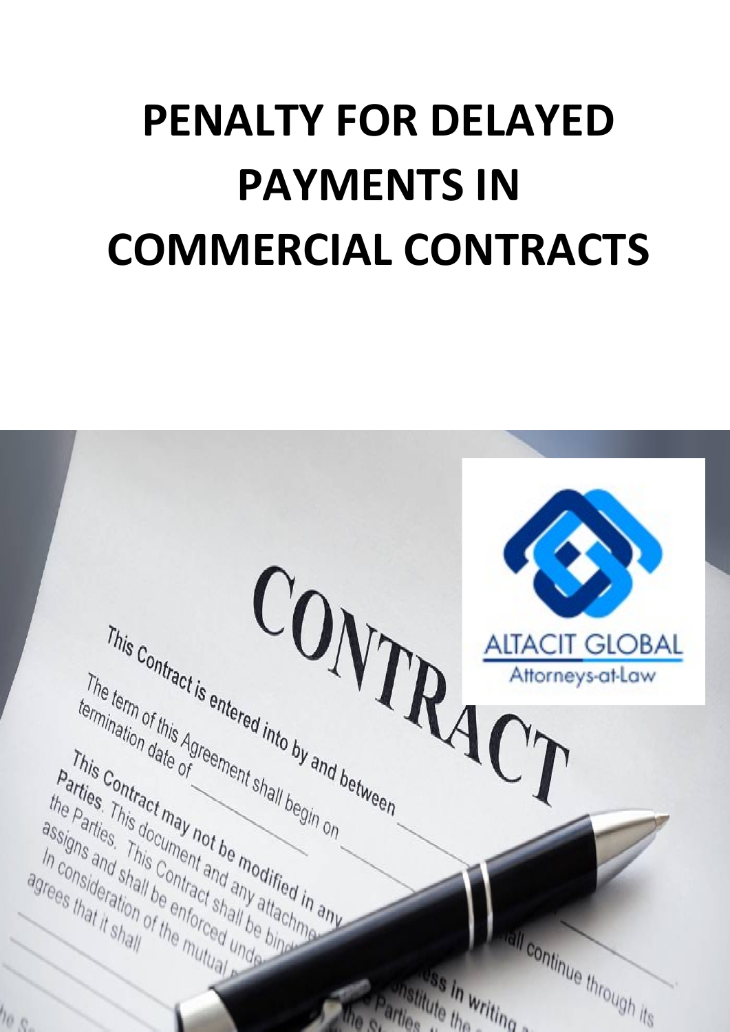# PENALTY FOR DELAYED PAYMENTS IN COMMERCIAL CONTRACTS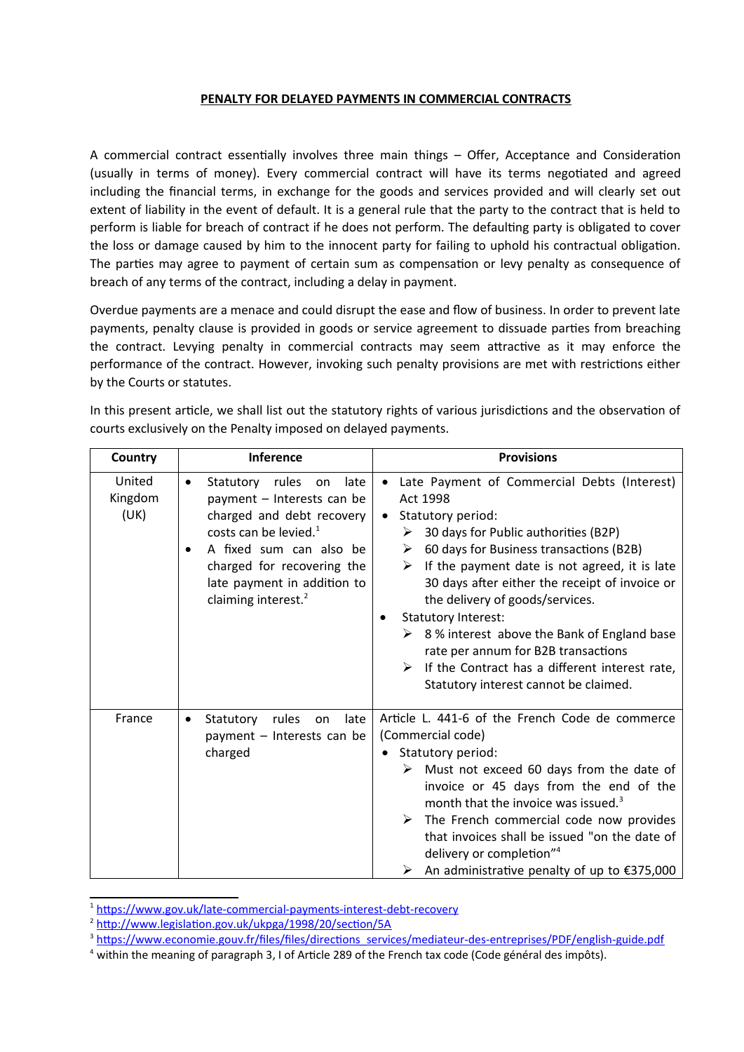**PENALTY FOR DELAYED PAYMENTS IN COMMERCIAL CONTRACTS**

A commercial contract essentially involves three main things – Offer, Acceptance and Consideration (usually in terms of money). Every commercial contract will have its terms negotiated and agreed including the financial terms, in exchange for the goods and services provided and will clearly set out extent of liability in the event of default. It is a general rule that the party to the contract that is held to perform is liable for breach of contract if he does not perform. The defaulting party is obligated to cover the loss or damage caused by him to the innocent party for failing to uphold his contractual obligation. The parties may agree to payment of certain sum as compensation or levy penalty as consequence of breach of any terms of the contract, including a delay in payment.

Overdue payments are a menace and could disrupt the ease and flow of business. In order to prevent late payments, penalty clause is provided in goods or service agreement to dissuade parties from breaching the contract. Levying penalty in commercial contracts may seem attractive as it may enforce the performance of the contract. However, invoking such penalty provisions are met with restrictions either by the Courts or statutes.

In this present article, we shall list out the statutory rights of various jurisdictions and the observation of courts exclusively on the Penalty imposed on delayed payments.

| Country | Inference | Provisions |
|---|---|---|
| United Kingdom (UK) | • Statutory rules on late payment – Interests can be charged and debt recovery costs can be levied.[1]<br>• A fixed sum can also be charged for recovering the late payment in addition to claiming interest.[2] | • Late Payment of Commercial Debts (Interest) Act 1998<br>• Statutory period:<br>➢ 30 days for Public authorities (B2P)<br>➢ 60 days for Business transactions (B2B)<br>➢ If the payment date is not agreed, it is late 30 days after either the receipt of invoice or the delivery of goods/services.<br>• Statutory Interest:<br>➢ 8 % interest above the Bank of England base rate per annum for B2B transactions<br>➢ If the Contract has a different interest rate, Statutory interest cannot be claimed. |
| France | • Statutory rules on late payment – Interests can be charged | Article L. 441-6 of the French Code de commerce (Commercial code)<br>• Statutory period:<br>➢ Must not exceed 60 days from the date of invoice or 45 days from the end of the month that the invoice was issued.[3]<br>➢ The French commercial code now provides that invoices shall be issued "on the date of delivery or completion"[4]<br>➢ An administrative penalty of up to €375,000 |

[1] https://www.gov.uk/late-commercial-payments-interest-debt-recovery

[2] http://www.legislation.gov.uk/ukpga/1998/20/section/5A

[3] https://www.economie.gouv.fr/files/files/directions_services/mediateur-des-entreprises/PDF/english-guide.pdf

[4] within the meaning of paragraph 3, I of Article 289 of the French tax code (Code général des impôts).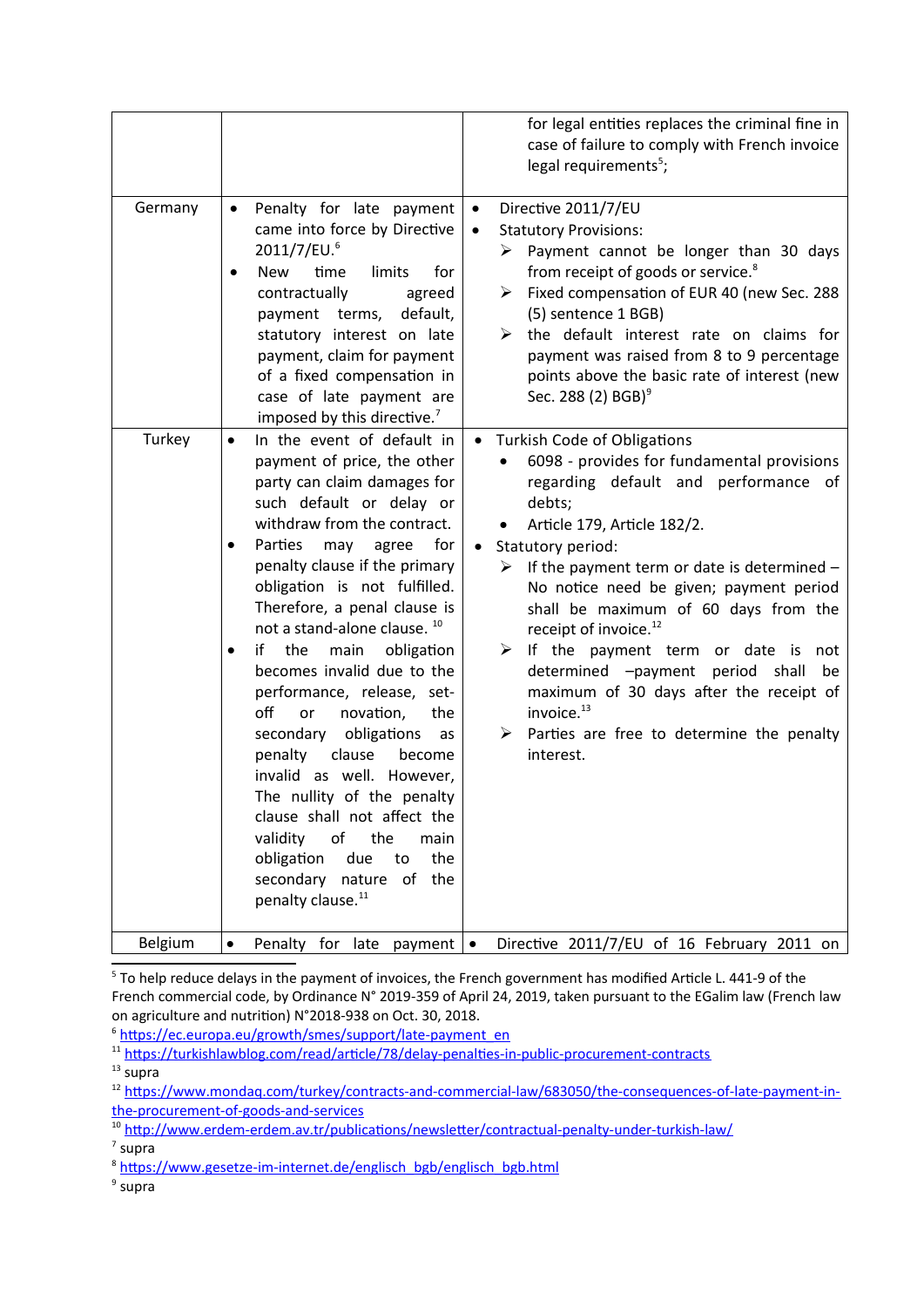| | | |
|---|---|---|
| | | for legal entities replaces the criminal fine in case of failure to comply with French invoice legal requirements[5]; |
| Germany | • Penalty for late payment came into force by Directive 2011/7/EU.[6]<br>• New time limits for contractually agreed payment terms, default, statutory interest on late payment, claim for payment of a fixed compensation in case of late payment are imposed by this directive.[7] | • Directive 2011/7/EU<br>• Statutory Provisions:<br>➢ Payment cannot be longer than 30 days from receipt of goods or service.[8]<br>➢ Fixed compensation of EUR 40 (new Sec. 288 (5) sentence 1 BGB)<br>➢ the default interest rate on claims for payment was raised from 8 to 9 percentage points above the basic rate of interest (new Sec. 288 (2) BGB)[9] |
| Turkey | • In the event of default in payment of price, the other party can claim damages for such default or delay or withdraw from the contract.<br>• Parties may agree for penalty clause if the primary obligation is not fulfilled. Therefore, a penal clause is not a stand-alone clause. [10]<br>• if the main obligation becomes invalid due to the performance, release, set-off or novation, the secondary obligations as penalty clause become invalid as well. However, The nullity of the penalty clause shall not affect the validity of the main obligation due to the secondary nature of the penalty clause.[11] | • Turkish Code of Obligations<br>• 6098 - provides for fundamental provisions regarding default and performance of debts;<br>• Article 179, Article 182/2.<br>• Statutory period:<br>➢ If the payment term or date is determined – No notice need be given; payment period shall be maximum of 60 days from the receipt of invoice.[12]<br>➢ If the payment term or date is not determined –payment period shall be maximum of 30 days after the receipt of invoice.[13]<br>➢ Parties are free to determine the penalty interest. |
| Belgium | • Penalty for late payment | • Directive 2011/7/EU of 16 February 2011 on |

[5] To help reduce delays in the payment of invoices, the French government has modified Article L. 441-9 of the French commercial code, by Ordinance N° 2019-359 of April 24, 2019, taken pursuant to the EGalim law (French law on agriculture and nutrition) N°2018-938 on Oct. 30, 2018.

[6] https://ec.europa.eu/growth/smes/support/late-payment_en

[11] https://turkishlawblog.com/read/article/78/delay-penalties-in-public-procurement-contracts

[13] supra

[12] https://www.mondaq.com/turkey/contracts-and-commercial-law/683050/the-consequences-of-late-payment-in-the-procurement-of-goods-and-services

[10] http://www.erdem-erdem.av.tr/publications/newsletter/contractual-penalty-under-turkish-law/

[7] supra

[8] https://www.gesetze-im-internet.de/englisch_bgb/englisch_bgb.html

[9] supra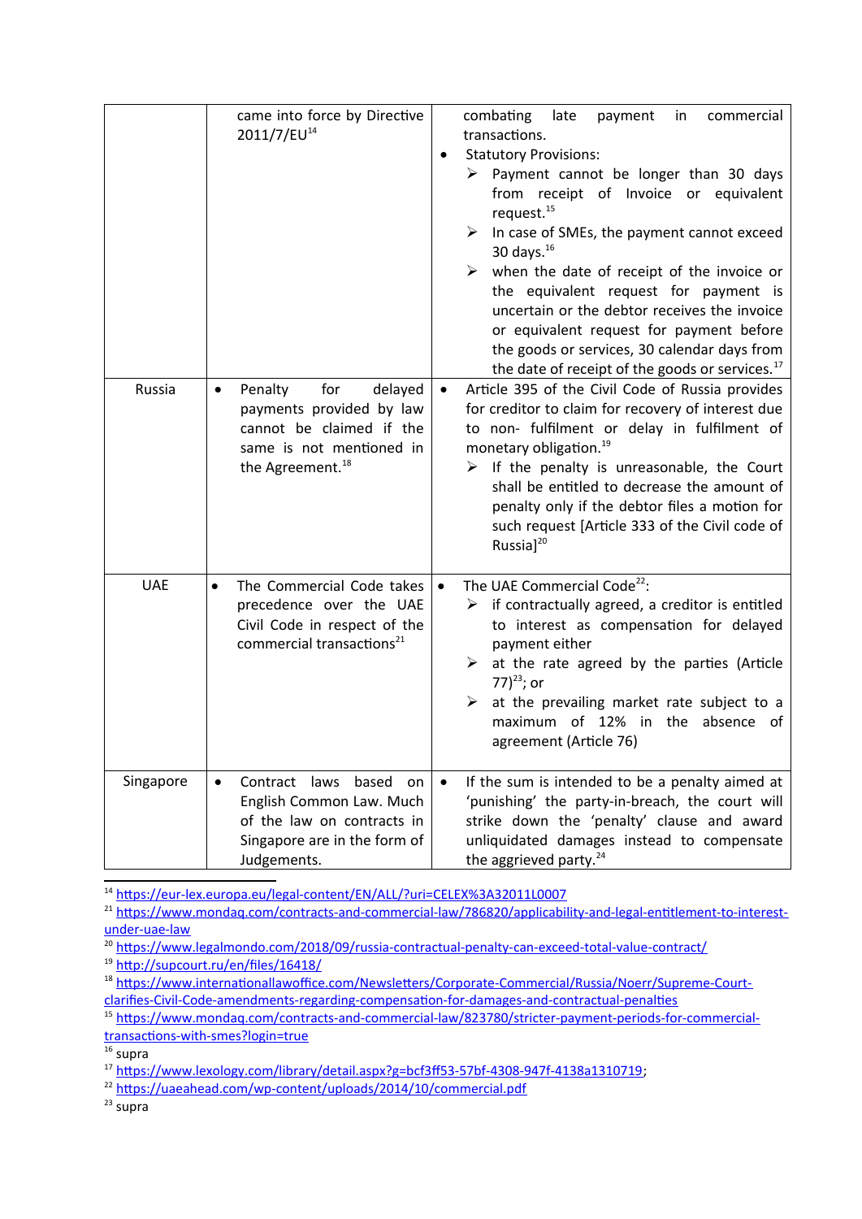| | | |
|---|---|---|
| | came into force by Directive 2011/7/EU[14] | combating late payment in commercial transactions.<br>• Statutory Provisions:<br>➢ Payment cannot be longer than 30 days from receipt of Invoice or equivalent request.[15]<br>➢ In case of SMEs, the payment cannot exceed 30 days.[16]<br>➢ when the date of receipt of the invoice or the equivalent request for payment is uncertain or the debtor receives the invoice or equivalent request for payment before the goods or services, 30 calendar days from the date of receipt of the goods or services.[17] |
| Russia | • Penalty for delayed payments provided by law cannot be claimed if the same is not mentioned in the Agreement.[18] | • Article 395 of the Civil Code of Russia provides for creditor to claim for recovery of interest due to non- fulfilment or delay in fulfilment of monetary obligation.[19]<br>➢ If the penalty is unreasonable, the Court shall be entitled to decrease the amount of penalty only if the debtor files a motion for such request [Article 333 of the Civil code of Russia][20] |
| UAE | • The Commercial Code takes precedence over the UAE Civil Code in respect of the commercial transactions[21] | • The UAE Commercial Code[22]:<br>➢ if contractually agreed, a creditor is entitled to interest as compensation for delayed payment either<br>➢ at the rate agreed by the parties (Article 77)[23]; or<br>➢ at the prevailing market rate subject to a maximum of 12% in the absence of agreement (Article 76) |
| Singapore | • Contract laws based on English Common Law. Much of the law on contracts in Singapore are in the form of Judgements. | • If the sum is intended to be a penalty aimed at 'punishing' the party-in-breach, the court will strike down the 'penalty' clause and award unliquidated damages instead to compensate the aggrieved party.[24] |

[14] https://eur-lex.europa.eu/legal-content/EN/ALL/?uri=CELEX%3A32011L0007

[21] https://www.mondaq.com/contracts-and-commercial-law/786820/applicability-and-legal-entitlement-to-interest-under-uae-law

[20] https://www.legalmondo.com/2018/09/russia-contractual-penalty-can-exceed-total-value-contract/

[19] http://supcourt.ru/en/files/16418/

[18] https://www.internationallawoffice.com/Newsletters/Corporate-Commercial/Russia/Noerr/Supreme-Court-clarifies-Civil-Code-amendments-regarding-compensation-for-damages-and-contractual-penalties

[15] https://www.mondaq.com/contracts-and-commercial-law/823780/stricter-payment-periods-for-commercial-transactions-with-smes?login=true

[16] supra

[17] https://www.lexology.com/library/detail.aspx?g=bcf3ff53-57bf-4308-947f-4138a1310719;

[22] https://uaeahead.com/wp-content/uploads/2014/10/commercial.pdf

[23] supra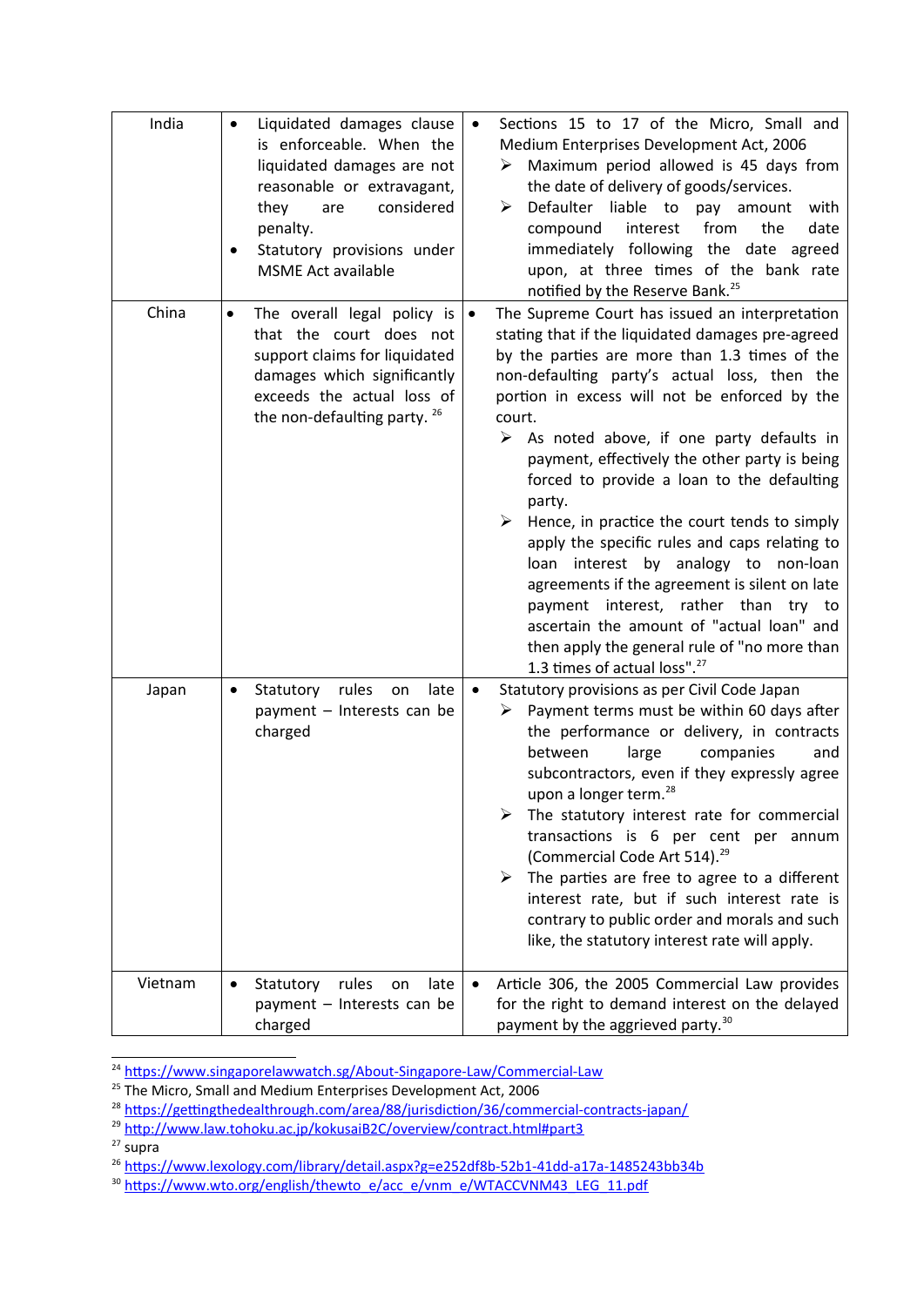| | | |
|---|---|---|
| India | • Liquidated damages clause is enforceable. When the liquidated damages are not reasonable or extravagant, they are considered penalty.<br>• Statutory provisions under MSME Act available | • Sections 15 to 17 of the Micro, Small and Medium Enterprises Development Act, 2006<br>➢ Maximum period allowed is 45 days from the date of delivery of goods/services.<br>➢ Defaulter liable to pay amount with compound interest from the date immediately following the date agreed upon, at three times of the bank rate notified by the Reserve Bank.[25] |
| China | • The overall legal policy is that the court does not support claims for liquidated damages which significantly exceeds the actual loss of the non-defaulting party. [26] | • The Supreme Court has issued an interpretation stating that if the liquidated damages pre-agreed by the parties are more than 1.3 times of the non-defaulting party's actual loss, then the portion in excess will not be enforced by the court.<br>➢ As noted above, if one party defaults in payment, effectively the other party is being forced to provide a loan to the defaulting party.<br>➢ Hence, in practice the court tends to simply apply the specific rules and caps relating to loan interest by analogy to non-loan agreements if the agreement is silent on late payment interest, rather than try to ascertain the amount of "actual loan" and then apply the general rule of "no more than 1.3 times of actual loss".[27] |
| Japan | • Statutory rules on late payment – Interests can be charged | • Statutory provisions as per Civil Code Japan<br>➢ Payment terms must be within 60 days after the performance or delivery, in contracts between large companies and subcontractors, even if they expressly agree upon a longer term.[28]<br>➢ The statutory interest rate for commercial transactions is 6 per cent per annum (Commercial Code Art 514).[29]<br>➢ The parties are free to agree to a different interest rate, but if such interest rate is contrary to public order and morals and such like, the statutory interest rate will apply. |
| Vietnam | • Statutory rules on late payment – Interests can be charged | • Article 306, the 2005 Commercial Law provides for the right to demand interest on the delayed payment by the aggrieved party.[30] |

---

[24] https://www.singaporelawwatch.sg/About-Singapore-Law/Commercial-Law

[25] The Micro, Small and Medium Enterprises Development Act, 2006

[28] https://gettingthedealthrough.com/area/88/jurisdiction/36/commercial-contracts-japan/

[29] http://www.law.tohoku.ac.jp/kokusaiB2C/overview/contract.html#part3

[27] supra

[26] https://www.lexology.com/library/detail.aspx?g=e252df8b-52b1-41dd-a17a-1485243bb34b

[30] https://www.wto.org/english/thewto_e/acc_e/vnm_e/WTACCVNM43_LEG_11.pdf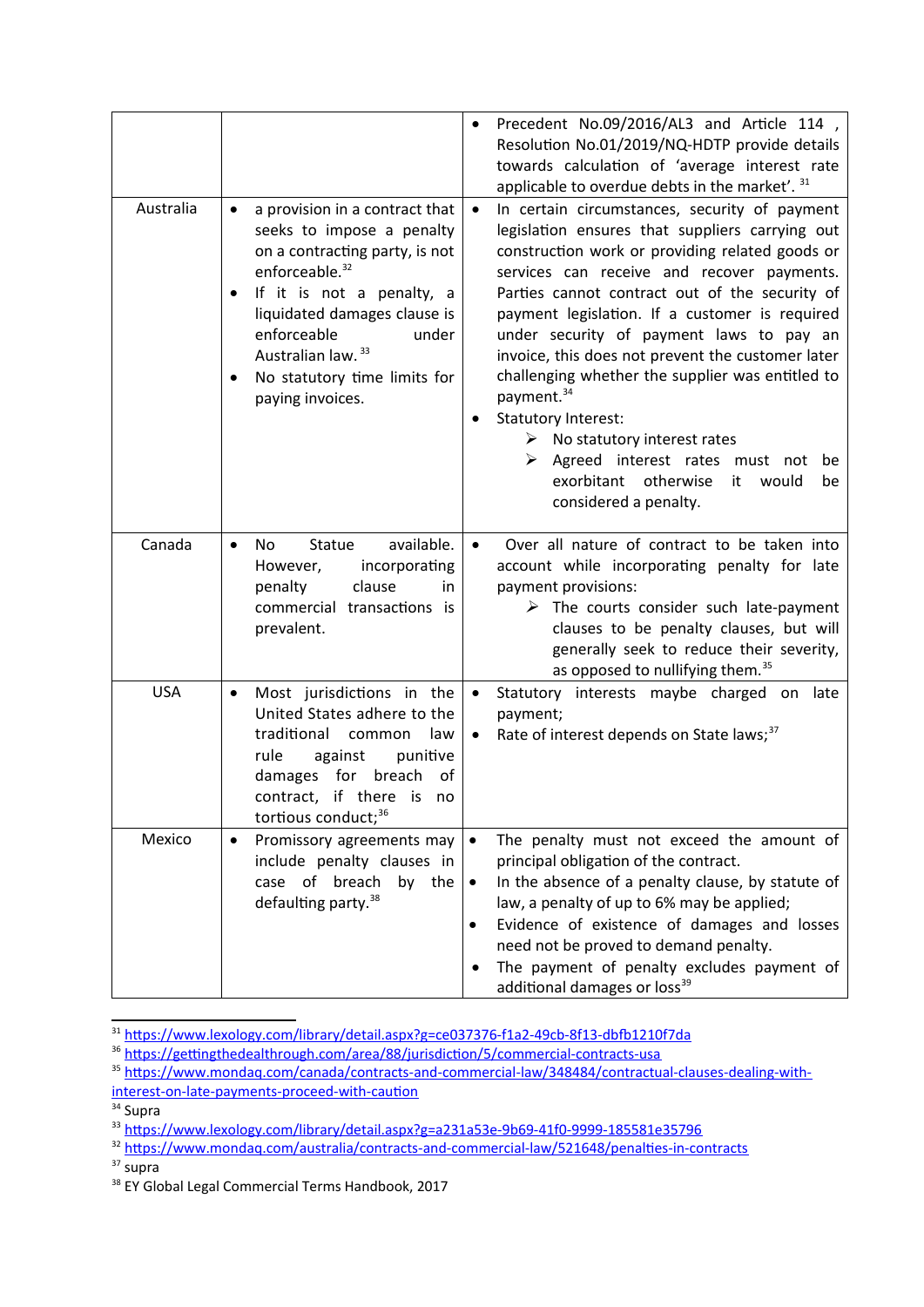| | | • Precedent No.09/2016/AL3 and Article 114 , Resolution No.01/2019/NQ-HDTP provide details towards calculation of 'average interest rate applicable to overdue debts in the market'. [31] |
|---|---|---|
| Australia | • a provision in a contract that seeks to impose a penalty on a contracting party, is not enforceable.[32]<br>• If it is not a penalty, a liquidated damages clause is enforceable under Australian law. [33]<br>• No statutory time limits for paying invoices. | • In certain circumstances, security of payment legislation ensures that suppliers carrying out construction work or providing related goods or services can receive and recover payments. Parties cannot contract out of the security of payment legislation. If a customer is required under security of payment laws to pay an invoice, this does not prevent the customer later challenging whether the supplier was entitled to payment.[34]<br>• Statutory Interest:<br>➢ No statutory interest rates<br>➢ Agreed interest rates must not be exorbitant otherwise it would be considered a penalty. |
| Canada | • No Statue available. However, incorporating penalty clause in commercial transactions is prevalent. | • Over all nature of contract to be taken into account while incorporating penalty for late payment provisions:<br>➢ The courts consider such late-payment clauses to be penalty clauses, but will generally seek to reduce their severity, as opposed to nullifying them.[35] |
| USA | • Most jurisdictions in the United States adhere to the traditional common law rule against punitive damages for breach of contract, if there is no tortious conduct;[36] | • Statutory interests maybe charged on late payment;<br>• Rate of interest depends on State laws;[37] |
| Mexico | • Promissory agreements may include penalty clauses in case of breach by the defaulting party.[38] | • The penalty must not exceed the amount of principal obligation of the contract.<br>• In the absence of a penalty clause, by statute of law, a penalty of up to 6% may be applied;<br>• Evidence of existence of damages and losses need not be proved to demand penalty.<br>• The payment of penalty excludes payment of additional damages or loss[39] |

[31] https://www.lexology.com/library/detail.aspx?g=ce037376-f1a2-49cb-8f13-dbfb1210f7da

[36] https://gettingthedealthrough.com/area/88/jurisdiction/5/commercial-contracts-usa

[35] https://www.mondaq.com/canada/contracts-and-commercial-law/348484/contractual-clauses-dealing-with-interest-on-late-payments-proceed-with-caution

[34] Supra

[33] https://www.lexology.com/library/detail.aspx?g=a231a53e-9b69-41f0-9999-185581e35796

[32] https://www.mondaq.com/australia/contracts-and-commercial-law/521648/penalties-in-contracts

[37] supra

[38] EY Global Legal Commercial Terms Handbook, 2017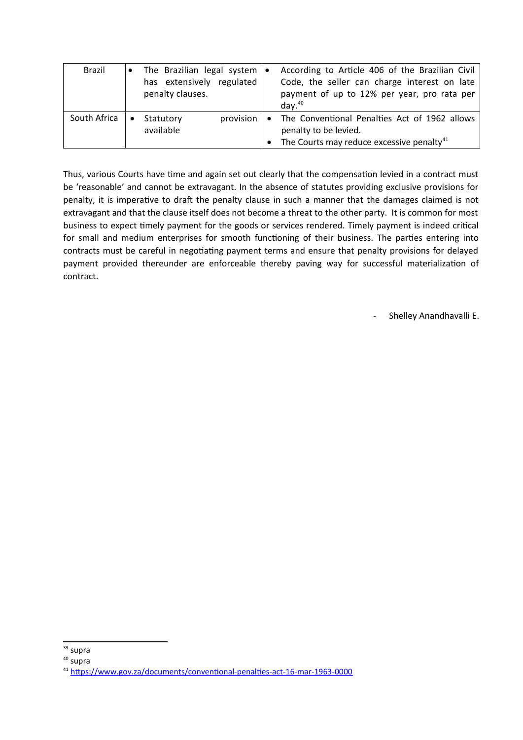| | | |
|---|---|---|
| Brazil | • The Brazilian legal system has extensively regulated penalty clauses. | • According to Article 406 of the Brazilian Civil Code, the seller can charge interest on late payment of up to 12% per year, pro rata per day.[40] |
| South Africa | • Statutory provision available | • The Conventional Penalties Act of 1962 allows penalty to be levied. • The Courts may reduce excessive penalty[41] |

Thus, various Courts have time and again set out clearly that the compensation levied in a contract must be 'reasonable' and cannot be extravagant. In the absence of statutes providing exclusive provisions for penalty, it is imperative to draft the penalty clause in such a manner that the damages claimed is not extravagant and that the clause itself does not become a threat to the other party. It is common for most business to expect timely payment for the goods or services rendered. Timely payment is indeed critical for small and medium enterprises for smooth functioning of their business. The parties entering into contracts must be careful in negotiating payment terms and ensure that penalty provisions for delayed payment provided thereunder are enforceable thereby paving way for successful materialization of contract.

- Shelley Anandhavalli E.

---

[39] supra

[40] supra

[41] https://www.gov.za/documents/conventional-penalties-act-16-mar-1963-0000